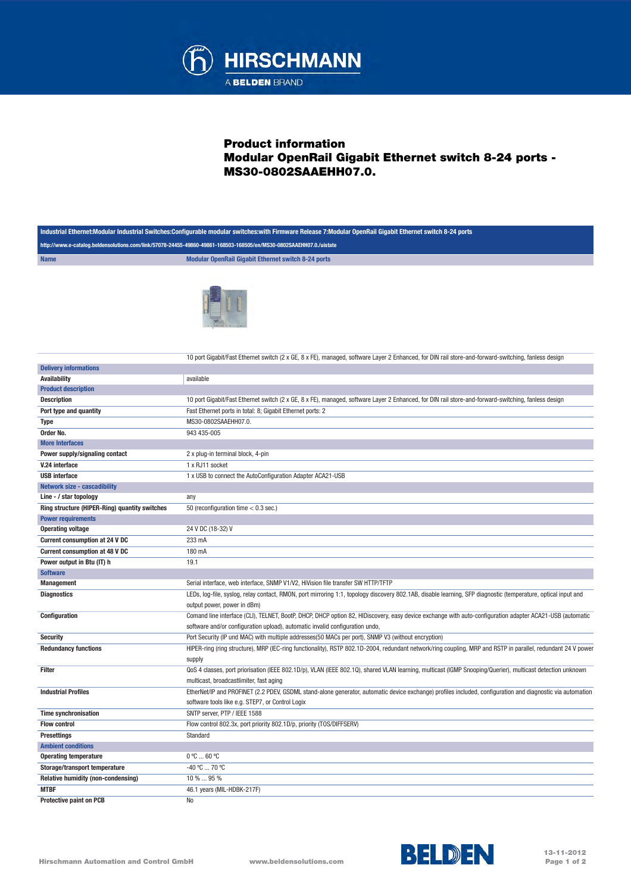# Product information
## Modular OpenRail Gigabit Ethernet switch 8-24 ports - MS30-0802SAAEHH07.0.

**Industrial Ethernet:Modular Industrial Switches:Configurable modular switches:with Firmware Release 7:Modular OpenRail Gigabit Ethernet switch 8-24 ports**

http://www.e-catalog.beldensolutions.com/link/57078-24455-49860-49861-168503-168505/en/MS30-0802SAAEHH07.0./uistate

| Name | Modular OpenRail Gigabit Ethernet switch 8-24 ports |
|---|---|
| | 10 port Gigabit/Fast Ethernet switch (2 x GE, 8 x FE), managed, software Layer 2 Enhanced, for DIN rail store-and-forward-switching, fanless design |
| **Delivery informations** | |
| Availability | available |
| **Product description** | |
| Description | 10 port Gigabit/Fast Ethernet switch (2 x GE, 8 x FE), managed, software Layer 2 Enhanced, for DIN rail store-and-forward-switching, fanless design |
| Port type and quantity | Fast Ethernet ports in total: 8; Gigabit Ethernet ports: 2 |
| Type | MS30-0802SAAEHH07.0. |
| Order No. | 943 435-005 |
| **More Interfaces** | |
| Power supply/signaling contact | 2 x plug-in terminal block, 4-pin |
| V.24 interface | 1 x RJ11 socket |
| USB interface | 1 x USB to connect the AutoConfiguration Adapter ACA21-USB |
| **Network size - cascadibility** | |
| Line - / star topology | any |
| Ring structure (HIPER-Ring) quantity switches | 50 (reconfiguration time < 0.3 sec.) |
| **Power requirements** | |
| Operating voltage | 24 V DC (18-32) V |
| Current consumption at 24 V DC | 233 mA |
| Current consumption at 48 V DC | 180 mA |
| Power output in Btu (IT) h | 19.1 |
| **Software** | |
| Management | Serial interface, web interface, SNMP V1/V2, HiVision file transfer SW HTTP/TFTP |
| Diagnostics | LEDs, log-file, syslog, relay contact, RMON, port mirroring 1:1, topology discovery 802.1AB, disable learning, SFP diagnostic (temperature, optical input and output power, power in dBm) |
| Configuration | Comand line interface (CLI), TELNET, BootP, DHCP, DHCP option 82, HIDiscovery, easy device exchange with auto-configuration adapter ACA21-USB (automatic software and/or configuration upload), automatic invalid configuration undo, |
| Security | Port Security (IP und MAC) with multiple addresses(50 MACs per port), SNMP V3 (without encryption) |
| Redundancy functions | HIPER-ring (ring structure), MRP (IEC-ring functionality), RSTP 802.1D-2004, redundant network/ring coupling, MRP and RSTP in parallel, redundant 24 V power supply |
| Filter | QoS 4 classes, port priorisation (IEEE 802.1D/p), VLAN (IEEE 802.1Q), shared VLAN learning, multicast (IGMP Snooping/Querier), multicast detection unknown multicast, broadcastlimiter, fast aging |
| Industrial Profiles | EtherNet/IP and PROFINET (2.2 PDEV, GSDML stand-alone generator, automatic device exchange) profiles included, configuration and diagnostic via automation software tools like e.g. STEP7, or Control Logix |
| Time synchronisation | SNTP server, PTP / IEEE 1588 |
| Flow control | Flow control 802.3x, port priority 802.1D/p, priority (TOS/DIFFSERV) |
| Presettings | Standard |
| **Ambient conditions** | |
| Operating temperature | 0 °C ... 60 °C |
| Storage/transport temperature | -40 °C ... 70 °C |
| Relative humidity (non-condensing) | 10 % ... 95 % |
| MTBF | 46.1 years (MIL-HDBK-217F) |
| Protective paint on PCB | No |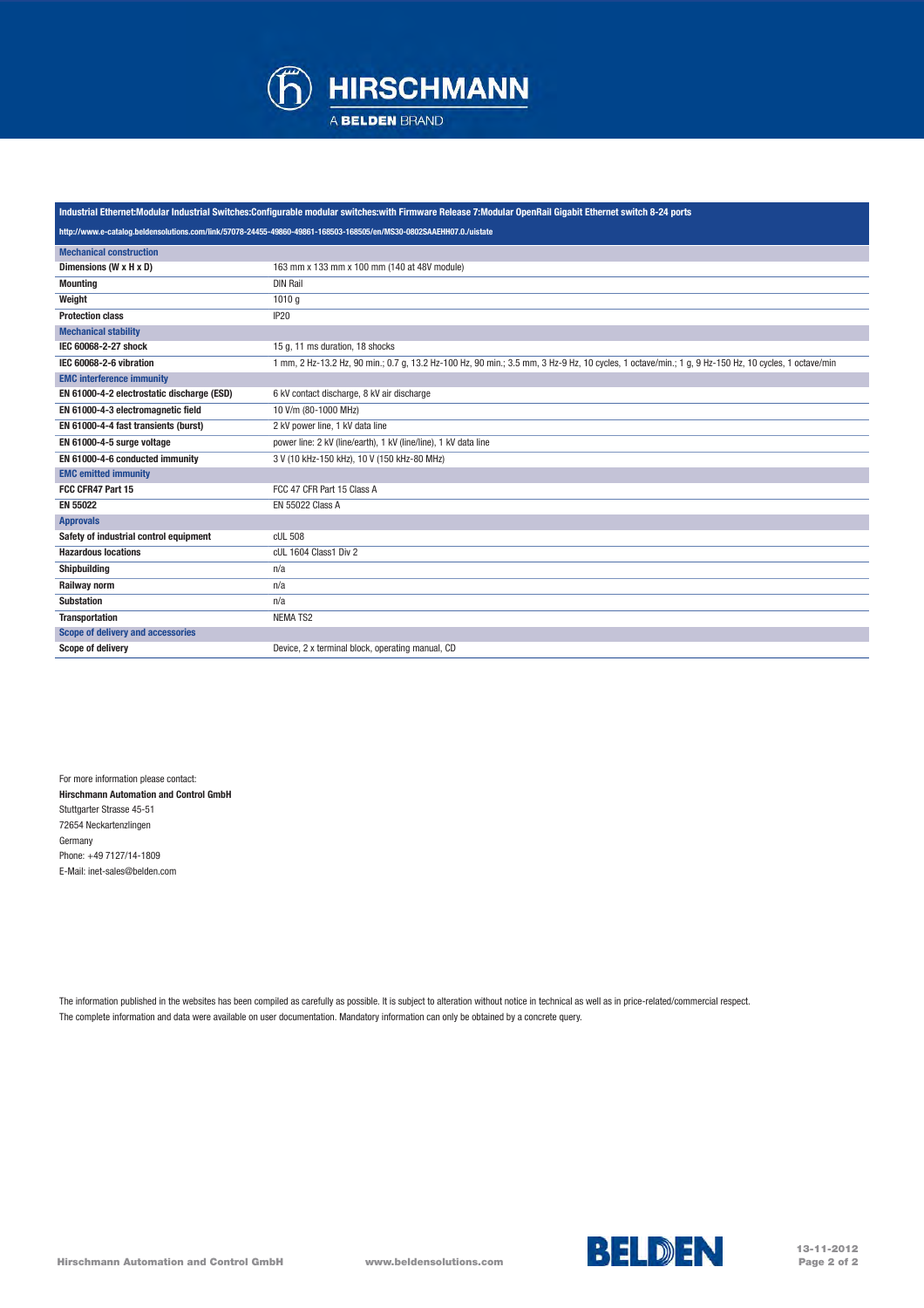**Industrial Ethernet:Modular Industrial Switches:Configurable modular switches:with Firmware Release 7:Modular OpenRail Gigabit Ethernet switch 8-24 ports**

http://www.e-catalog.beldensolutions.com/link/57078-24455-49860-49861-168503-168505/en/MS30-0802SAAEHH07.0./uistate

| | |
|---|---|
| **Mechanical construction** | |
| **Dimensions (W x H x D)** | 163 mm x 133 mm x 100 mm (140 at 48V module) |
| **Mounting** | DIN Rail |
| **Weight** | 1010 g |
| **Protection class** | IP20 |
| **Mechanical stability** | |
| **IEC 60068-2-27 shock** | 15 g, 11 ms duration, 18 shocks |
| **IEC 60068-2-6 vibration** | 1 mm, 2 Hz-13.2 Hz, 90 min.; 0.7 g, 13.2 Hz-100 Hz, 90 min.; 3.5 mm, 3 Hz-9 Hz, 10 cycles, 1 octave/min.; 1 g, 9 Hz-150 Hz, 10 cycles, 1 octave/min |
| **EMC interference immunity** | |
| **EN 61000-4-2 electrostatic discharge (ESD)** | 6 kV contact discharge, 8 kV air discharge |
| **EN 61000-4-3 electromagnetic field** | 10 V/m (80-1000 MHz) |
| **EN 61000-4-4 fast transients (burst)** | 2 kV power line, 1 kV data line |
| **EN 61000-4-5 surge voltage** | power line: 2 kV (line/earth), 1 kV (line/line), 1 kV data line |
| **EN 61000-4-6 conducted immunity** | 3 V (10 kHz-150 kHz), 10 V (150 kHz-80 MHz) |
| **EMC emitted immunity** | |
| **FCC CFR47 Part 15** | FCC 47 CFR Part 15 Class A |
| **EN 55022** | EN 55022 Class A |
| **Approvals** | |
| **Safety of industrial control equipment** | cUL 508 |
| **Hazardous locations** | cUL 1604 Class1 Div 2 |
| **Shipbuilding** | n/a |
| **Railway norm** | n/a |
| **Substation** | n/a |
| **Transportation** | NEMA TS2 |
| **Scope of delivery and accessories** | |
| **Scope of delivery** | Device, 2 x terminal block, operating manual, CD |

For more information please contact:
**Hirschmann Automation and Control GmbH**
Stuttgarter Strasse 45-51
72654 Neckartenzlingen
Germany
Phone: +49 7127/14-1809
E-Mail: inet-sales@belden.com

The information published in the websites has been compiled as carefully as possible. It is subject to alteration without notice in technical as well as in price-related/commercial respect.
The complete information and data were available on user documentation. Mandatory information can only be obtained by a concrete query.